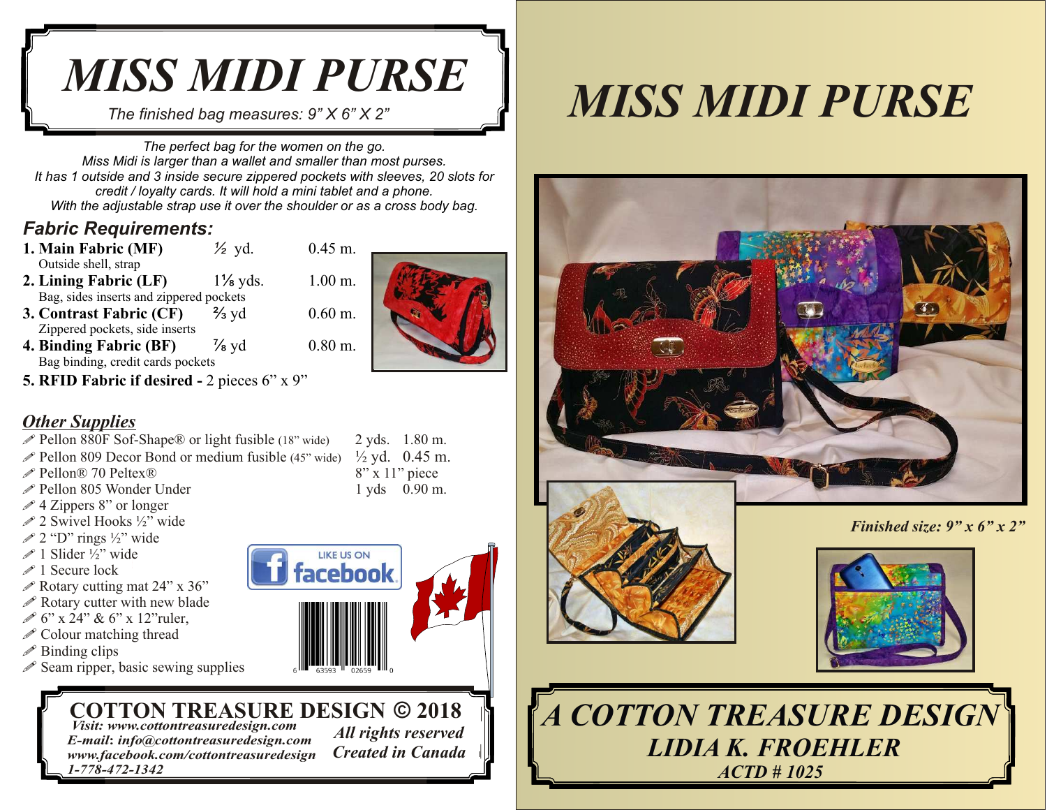# MISS MIDI PURSE

*The finished bag measures: 9" X 6" X 2"*

*The perfect bag for the women on the go.*
*Miss Midi is larger than a wallet and smaller than most purses.*
*It has 1 outside and 3 inside secure zippered pockets with sleeves, 20 slots for credit / loyalty cards. It will hold a mini tablet and a phone.*
*With the adjustable strap use it over the shoulder or as a cross body bag.*

## *Fabric Requirements:*

| Fabric | Yards | Metres |
|---|---|---|
| **1. Main Fabric (MF)**<br>Outside shell, strap | ½ yd. | 0.45 m. |
| **2. Lining Fabric (LF)**<br>Bag, sides inserts and zippered pockets | 1⅛ yds. | 1.00 m. |
| **3. Contrast Fabric (CF)**<br>Zippered pockets, side inserts | ⅔ yd | 0.60 m. |
| **4. Binding Fabric (BF)**<br>Bag binding, credit cards pockets | ⅞ yd | 0.80 m. |

**5. RFID Fabric if desired -** 2 pieces 6" x 9"

## *Other Supplies*

| Supply | Yards | Metres |
|---|---|---|
| ✐ Pellon 880F Sof-Shape® or light fusible (18" wide) | 2 yds. | 1.80 m. |
| ✐ Pellon 809 Decor Bond or medium fusible (45" wide) | ½ yd. | 0.45 m. |
| ✐ Pellon® 70 Peltex® | 8" x 11" piece | |
| ✐ Pellon 805 Wonder Under | 1 yds | 0.90 m. |

- ✐ 4 Zippers 8" or longer
- ✐ 2 Swivel Hooks ½" wide
- ✐ 2 "D" rings ½" wide
- ✐ 1 Slider ½" wide
- ✐ 1 Secure lock
- ✐ Rotary cutting mat 24" x 36"
- ✐ Rotary cutter with new blade
- ✐ 6" x 24" & 6" x 12"ruler,
- ✐ Colour matching thread
- ✐ Binding clips
- ✐ Seam ripper, basic sewing supplies

LIKE US ON facebook

6 63593 02659 0

**COTTON TREASURE DESIGN © 2018**
***Visit: www.cottontreasuredesign.com***
***E-mail: info@cottontreasuredesign.com***
***www.facebook.com/cottontreasuredesign***
***1-778-472-1342***

***All rights reserved***
***Created in Canada***

# MISS MIDI PURSE

***Finished size: 9" x 6" x 2"***

## *A COTTON TREASURE DESIGN*
### *LIDIA K. FROEHLER*
***ACTD # 1025***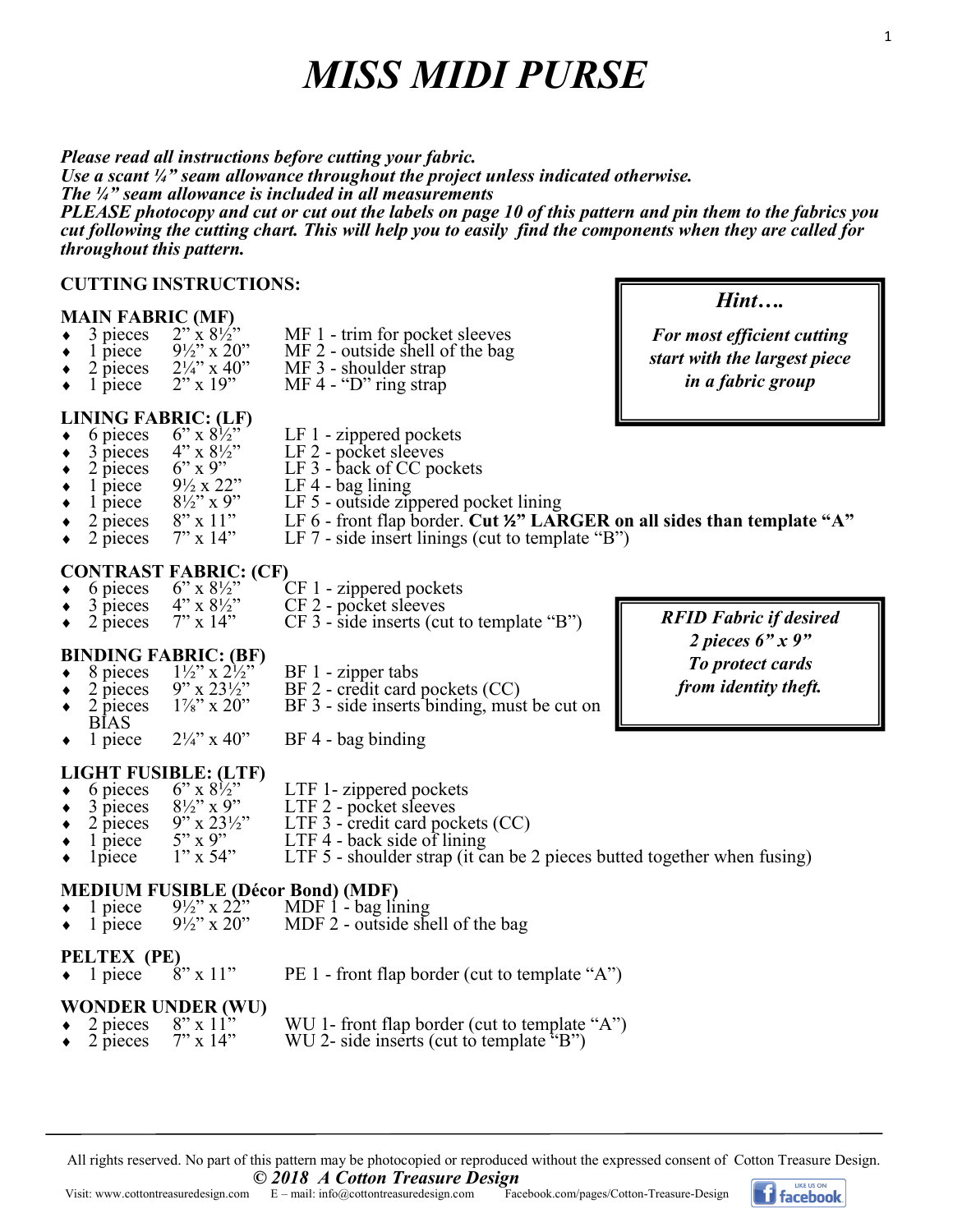# MISS MIDI PURSE

***Please read all instructions before cutting your fabric.***
***Use a scant ¼" seam allowance throughout the project unless indicated otherwise.***
***The ¼" seam allowance is included in all measurements***
***PLEASE photocopy and cut or cut out the labels on page 10 of this pattern and pin them to the fabrics you cut following the cutting chart. This will help you to easily find the components when they are called for throughout this pattern.***

**CUTTING INSTRUCTIONS:**

> ***Hint….***
> ***For most efficient cutting start with the largest piece in a fabric group***

**MAIN FABRIC (MF)**

- 3 pieces 2" x 8½" MF 1 - trim for pocket sleeves
- 1 piece 9½" x 20" MF 2 - outside shell of the bag
- 2 pieces 2¼" x 40" MF 3 - shoulder strap
- 1 piece 2" x 19" MF 4 - "D" ring strap

**LINING FABRIC: (LF)**

- 6 pieces 6" x 8½" LF 1 - zippered pockets
- 3 pieces 4" x 8½" LF 2 - pocket sleeves
- 2 pieces 6" x 9" LF 3 - back of CC pockets
- 1 piece 9½ x 22" LF 4 - bag lining
- 1 piece 8½" x 9" LF 5 - outside zippered pocket lining
- 2 pieces 8" x 11" LF 6 - front flap border. **Cut ½" LARGER on all sides than template "A"**
- 2 pieces 7" x 14" LF 7 - side insert linings (cut to template "B")

**CONTRAST FABRIC: (CF)**

- 6 pieces 6" x 8½" CF 1 - zippered pockets
- 3 pieces 4" x 8½" CF 2 - pocket sleeves
- 2 pieces 7" x 14" CF 3 - side inserts (cut to template "B")

> ***RFID Fabric if desired***
> ***2 pieces 6" x 9"***
> ***To protect cards from identity theft.***

**BINDING FABRIC: (BF)**

- 8 pieces 1½" x 2½" BF 1 - zipper tabs
- 2 pieces 9" x 23½" BF 2 - credit card pockets (CC)
- 2 pieces 1⅞" x 20" BF 3 - side inserts binding, must be cut on BIAS
- 1 piece 2¼" x 40" BF 4 - bag binding

**LIGHT FUSIBLE: (LTF)**

- 6 pieces 6" x 8½" LTF 1- zippered pockets
- 3 pieces 8½" x 9" LTF 2 - pocket sleeves
- 2 pieces 9" x 23½" LTF 3 - credit card pockets (CC)
- 1 piece 5" x 9" LTF 4 - back side of lining
- 1piece 1" x 54" LTF 5 - shoulder strap (it can be 2 pieces butted together when fusing)

**MEDIUM FUSIBLE (Décor Bond) (MDF)**

- 1 piece 9½" x 22" MDF 1 - bag lining
- 1 piece 9½" x 20" MDF 2 - outside shell of the bag

**PELTEX (PE)**

- 1 piece 8" x 11" PE 1 - front flap border (cut to template "A")

**WONDER UNDER (WU)**

- 2 pieces 8" x 11" WU 1- front flap border (cut to template "A")
- 2 pieces 7" x 14" WU 2- side inserts (cut to template "B")

All rights reserved. No part of this pattern may be photocopied or reproduced without the expressed consent of Cotton Treasure Design.
***© 2018 A Cotton Treasure Design***
Visit: www.cottontreasuredesign.com E – mail: info@cottontreasuredesign.com Facebook.com/pages/Cotton-Treasure-Design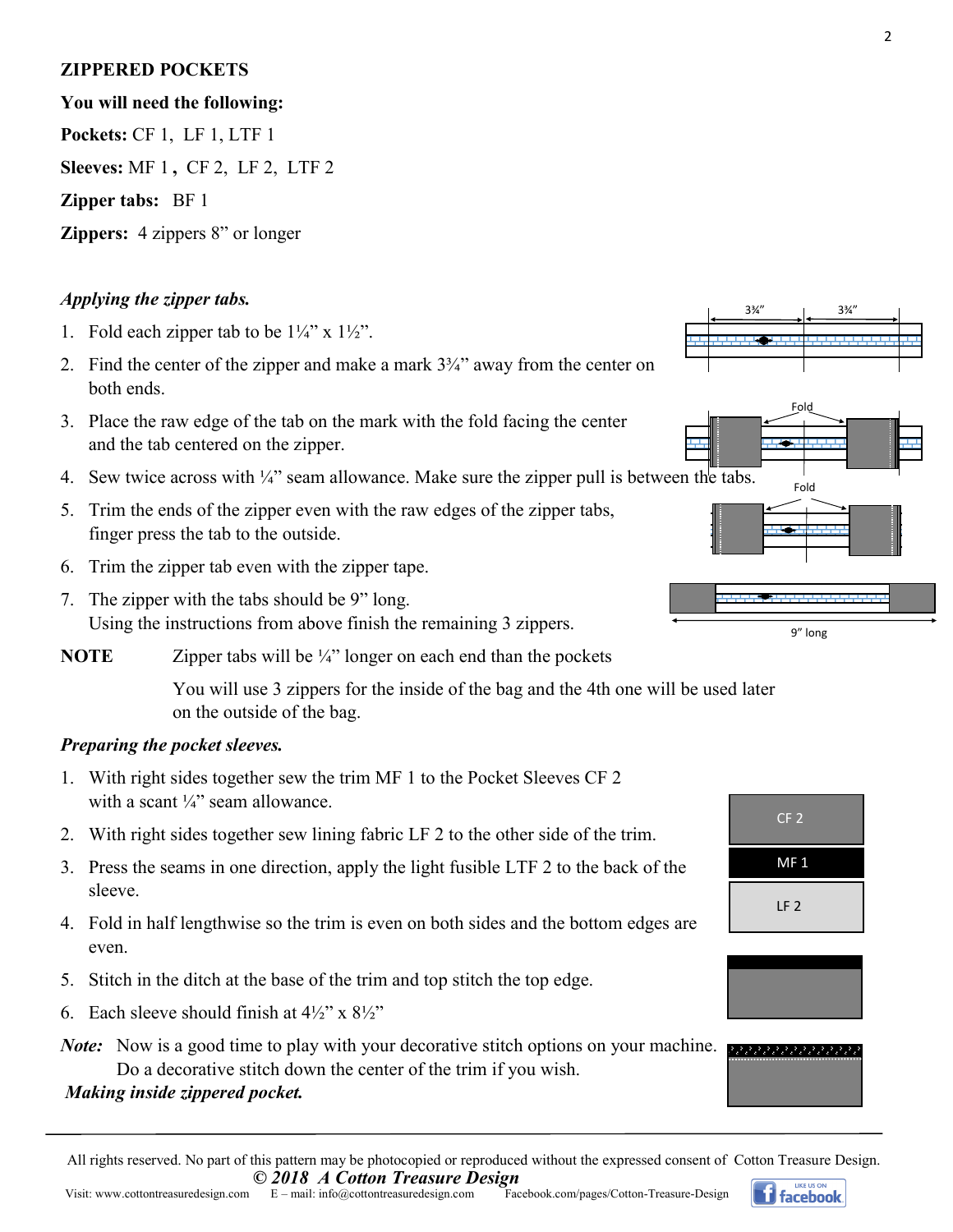**ZIPPERED POCKETS**

**You will need the following:**

**Pockets:** CF 1, LF 1, LTF 1

**Sleeves:** MF 1 **,** CF 2, LF 2, LTF 2

**Zipper tabs:** BF 1

**Zippers:** 4 zippers 8" or longer

***Applying the zipper tabs.***

1. Fold each zipper tab to be 1¼" x 1½".
2. Find the center of the zipper and make a mark 3¾" away from the center on both ends.
3. Place the raw edge of the tab on the mark with the fold facing the center and the tab centered on the zipper.
4. Sew twice across with ¼" seam allowance. Make sure the zipper pull is between the tabs.
5. Trim the ends of the zipper even with the raw edges of the zipper tabs, finger press the tab to the outside.
6. Trim the zipper tab even with the zipper tape.
7. The zipper with the tabs should be 9" long.
   Using the instructions from above finish the remaining 3 zippers.

**NOTE** Zipper tabs will be ¼" longer on each end than the pockets

You will use 3 zippers for the inside of the bag and the 4th one will be used later on the outside of the bag.

***Preparing the pocket sleeves.***

1. With right sides together sew the trim MF 1 to the Pocket Sleeves CF 2 with a scant ¼" seam allowance.
2. With right sides together sew lining fabric LF 2 to the other side of the trim.
3. Press the seams in one direction, apply the light fusible LTF 2 to the back of the sleeve.
4. Fold in half lengthwise so the trim is even on both sides and the bottom edges are even.
5. Stitch in the ditch at the base of the trim and top stitch the top edge.
6. Each sleeve should finish at 4½" x 8½"

***Note:*** Now is a good time to play with your decorative stitch options on your machine. Do a decorative stitch down the center of the trim if you wish.

***Making inside zippered pocket.***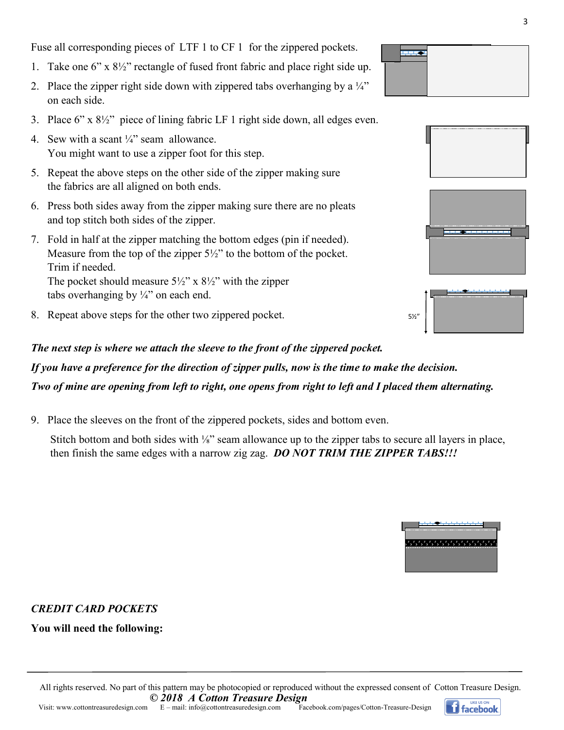Fuse all corresponding pieces of LTF 1 to CF 1 for the zippered pockets.

1. Take one 6” x 8½” rectangle of fused front fabric and place right side up.
2. Place the zipper right side down with zippered tabs overhanging by a ¼” on each side.
3. Place 6” x 8½” piece of lining fabric LF 1 right side down, all edges even.
4. Sew with a scant ¼” seam allowance.
   You might want to use a zipper foot for this step.
5. Repeat the above steps on the other side of the zipper making sure the fabrics are all aligned on both ends.
6. Press both sides away from the zipper making sure there are no pleats and top stitch both sides of the zipper.
7. Fold in half at the zipper matching the bottom edges (pin if needed).
   Measure from the top of the zipper 5½” to the bottom of the pocket.
   Trim if needed.
   The pocket should measure 5½” x 8½” with the zipper tabs overhanging by ¼” on each end.
8. Repeat above steps for the other two zippered pocket.

5½”

***The next step is where we attach the sleeve to the front of the zippered pocket.***

***If you have a preference for the direction of zipper pulls, now is the time to make the decision.***

***Two of mine are opening from left to right, one opens from right to left and I placed them alternating.***

9. Place the sleeves on the front of the zippered pockets, sides and bottom even.

   Stitch bottom and both sides with ⅛” seam allowance up to the zipper tabs to secure all layers in place, then finish the same edges with a narrow zig zag. ***DO NOT TRIM THE ZIPPER TABS!!!***

*CREDIT CARD POCKETS*

**You will need the following:**

All rights reserved. No part of this pattern may be photocopied or reproduced without the expressed consent of Cotton Treasure Design.

***© 2018 A Cotton Treasure Design***

Visit: www.cottontreasuredesign.com E – mail: info@cottontreasuredesign.com Facebook.com/pages/Cotton-Treasure-Design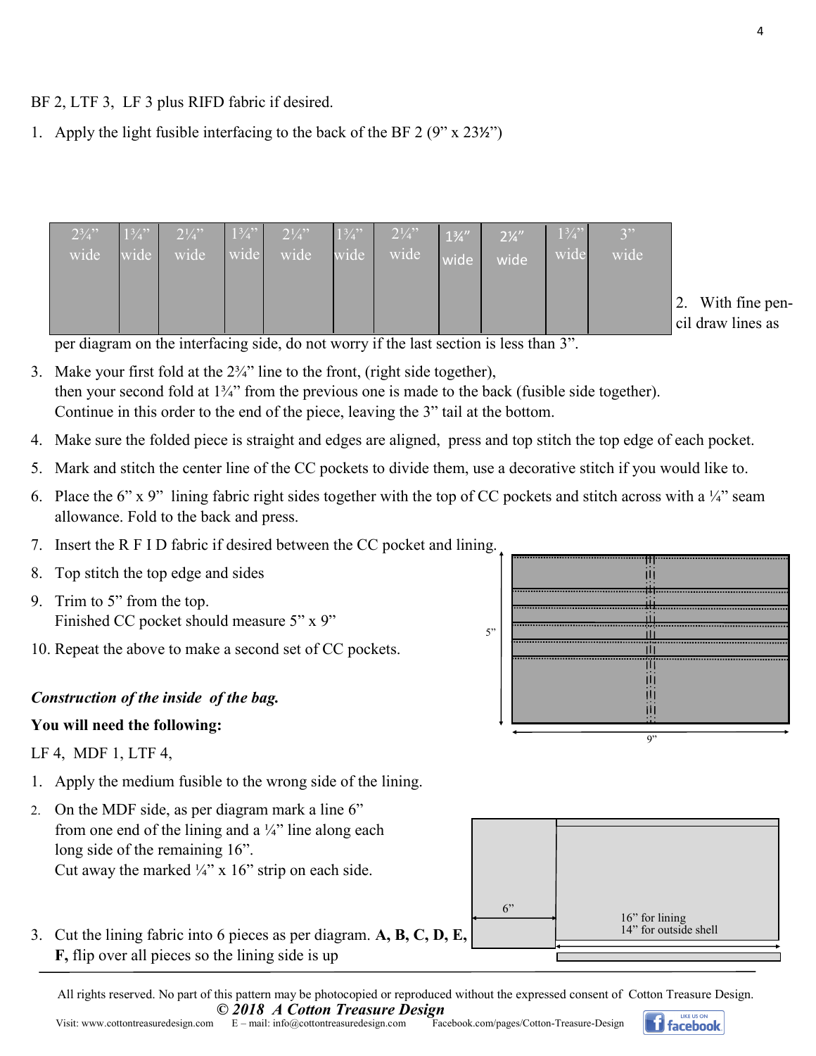BF 2, LTF 3, LF 3 plus RIFD fabric if desired.

1. Apply the light fusible interfacing to the back of the BF 2 (9” x 23½”)

| 2¾” wide | 1¾” wide | 2¼” wide | 1¾” wide | 2¼” wide | 1¾” wide | 2¼” wide | 1¾” wide | 2¼” wide | 1¾” wide | 3” wide |
|---|---|---|---|---|---|---|---|---|---|---|

2. With fine pencil draw lines as per diagram on the interfacing side, do not worry if the last section is less than 3”.
3. Make your first fold at the 2¾” line to the front, (right side together), then your second fold at 1¾” from the previous one is made to the back (fusible side together). Continue in this order to the end of the piece, leaving the 3” tail at the bottom.
4. Make sure the folded piece is straight and edges are aligned, press and top stitch the top edge of each pocket.
5. Mark and stitch the center line of the CC pockets to divide them, use a decorative stitch if you would like to.
6. Place the 6” x 9” lining fabric right sides together with the top of CC pockets and stitch across with a ¼” seam allowance. Fold to the back and press.
7. Insert the R F I D fabric if desired between the CC pocket and lining.
8. Top stitch the top edge and sides
9. Trim to 5” from the top. Finished CC pocket should measure 5” x 9”
10. Repeat the above to make a second set of CC pockets.

5”

9”

***Construction of the inside of the bag.***

**You will need the following:**

LF 4, MDF 1, LTF 4,

1. Apply the medium fusible to the wrong side of the lining.
2. On the MDF side, as per diagram mark a line 6” from one end of the lining and a ¼” line along each long side of the remaining 16”. Cut away the marked ¼” x 16” strip on each side.
3. Cut the lining fabric into 6 pieces as per diagram. **A, B, C, D, E, F,** flip over all pieces so the lining side is up

6”

16” for lining
14” for outside shell

All rights reserved. No part of this pattern may be photocopied or reproduced without the expressed consent of Cotton Treasure Design.
***© 2018 A Cotton Treasure Design***
Visit: www.cottontreasuredesign.com E – mail: info@cottontreasuredesign.com Facebook.com/pages/Cotton-Treasure-Design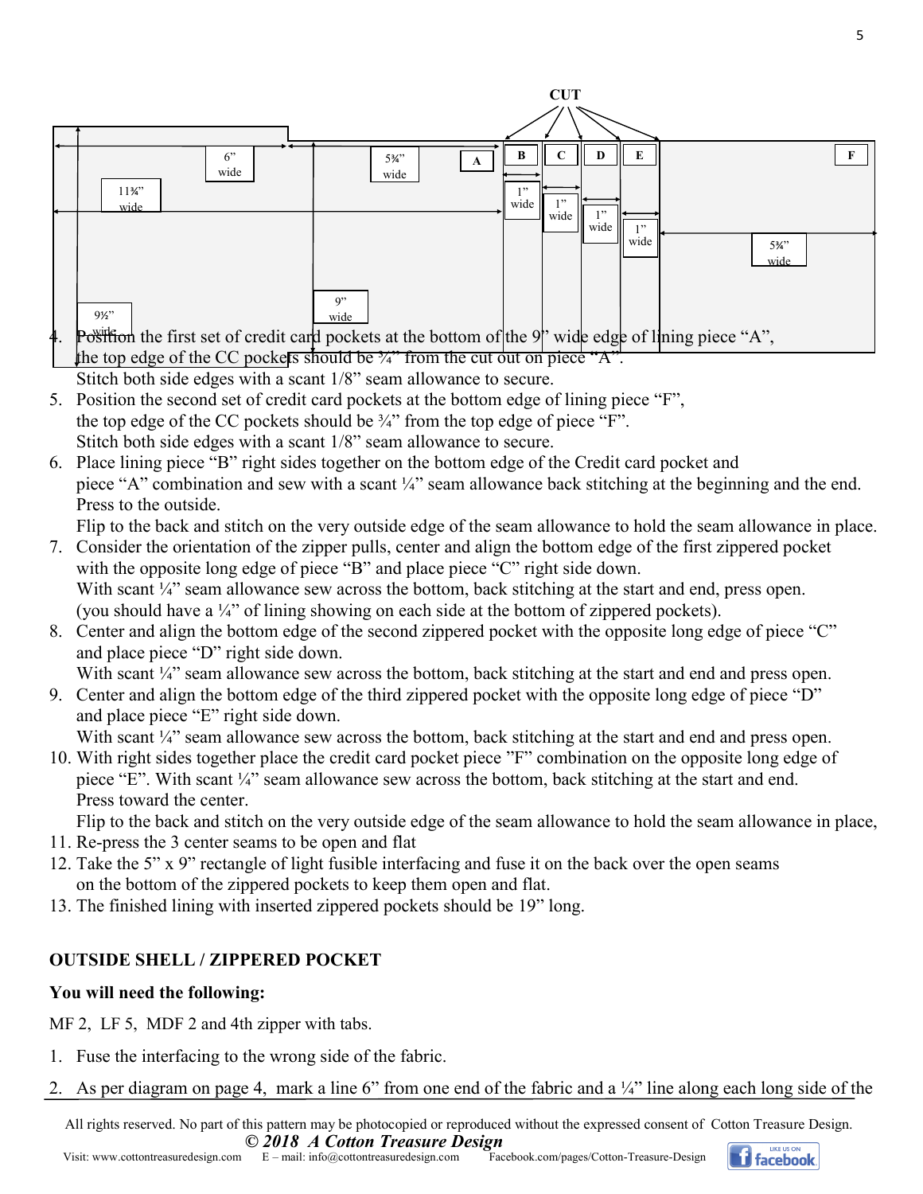CUT

| A | B | C | D | E | F |
|---|---|---|---|---|---|

6" wide, 11¾" wide, 5¾" wide, 9½" wide, 9" wide, 1" wide, 1" wide, 1" wide, 1" wide, 5¾" wide

4. Position the first set of credit card pockets at the bottom of the 9" wide edge of lining piece "A", the top edge of the CC pockets should be ¾" from the cut out on piece "A".
   Stitch both side edges with a scant 1/8" seam allowance to secure.
5. Position the second set of credit card pockets at the bottom edge of lining piece "F", the top edge of the CC pockets should be ¾" from the top edge of piece "F".
   Stitch both side edges with a scant 1/8" seam allowance to secure.
6. Place lining piece "B" right sides together on the bottom edge of the Credit card pocket and piece "A" combination and sew with a scant ¼" seam allowance back stitching at the beginning and the end. Press to the outside.
   Flip to the back and stitch on the very outside edge of the seam allowance to hold the seam allowance in place.
7. Consider the orientation of the zipper pulls, center and align the bottom edge of the first zippered pocket with the opposite long edge of piece "B" and place piece "C" right side down.
   With scant ¼" seam allowance sew across the bottom, back stitching at the start and end, press open.
   (you should have a ¼" of lining showing on each side at the bottom of zippered pockets).
8. Center and align the bottom edge of the second zippered pocket with the opposite long edge of piece "C" and place piece "D" right side down.
   With scant ¼" seam allowance sew across the bottom, back stitching at the start and end and press open.
9. Center and align the bottom edge of the third zippered pocket with the opposite long edge of piece "D" and place piece "E" right side down.
   With scant ¼" seam allowance sew across the bottom, back stitching at the start and end and press open.
10. With right sides together place the credit card pocket piece "F" combination on the opposite long edge of piece "E". With scant ¼" seam allowance sew across the bottom, back stitching at the start and end.
    Press toward the center.
    Flip to the back and stitch on the very outside edge of the seam allowance to hold the seam allowance in place,
11. Re-press the 3 center seams to be open and flat
12. Take the 5" x 9" rectangle of light fusible interfacing and fuse it on the back over the open seams on the bottom of the zippered pockets to keep them open and flat.
13. The finished lining with inserted zippered pockets should be 19" long.

**OUTSIDE SHELL / ZIPPERED POCKET**

**You will need the following:**

MF 2, LF 5, MDF 2 and 4th zipper with tabs.

1. Fuse the interfacing to the wrong side of the fabric.
2. As per diagram on page 4, mark a line 6" from one end of the fabric and a ¼" line along each long side of the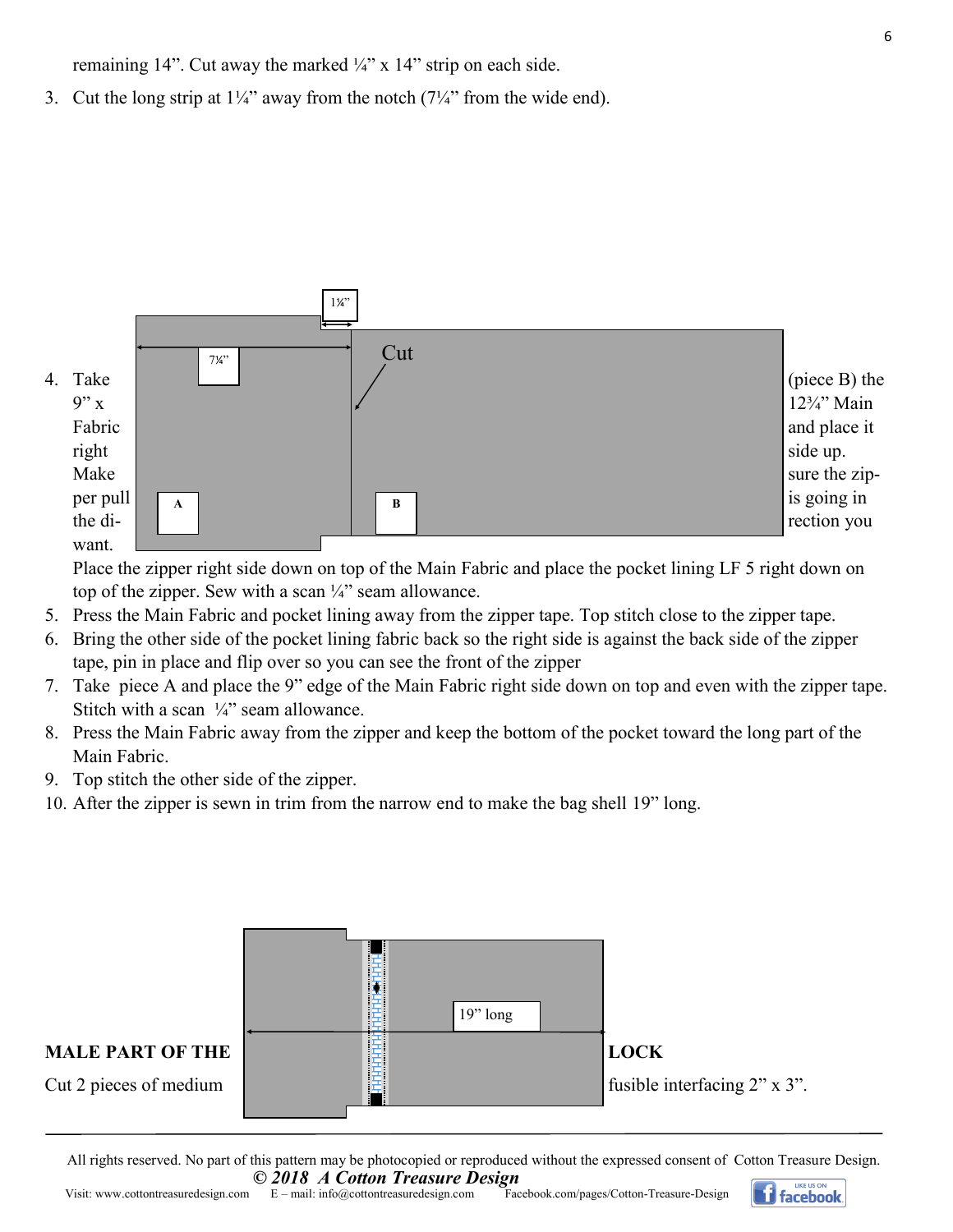remaining 14”. Cut away the marked ¼” x 14” strip on each side.

3. Cut the long strip at 1¼” away from the notch (7¼” from the wide end).

4. Take (piece B) the 9” x 12¾” Main Fabric and place it right side up. Make sure the zipper pull is going in the direction you want.

   Place the zipper right side down on top of the Main Fabric and place the pocket lining LF 5 right down on top of the zipper. Sew with a scan ¼” seam allowance.

5. Press the Main Fabric and pocket lining away from the zipper tape. Top stitch close to the zipper tape.
6. Bring the other side of the pocket lining fabric back so the right side is against the back side of the zipper tape, pin in place and flip over so you can see the front of the zipper
7. Take piece A and place the 9” edge of the Main Fabric right side down on top and even with the zipper tape. Stitch with a scan ¼” seam allowance.
8. Press the Main Fabric away from the zipper and keep the bottom of the pocket toward the long part of the Main Fabric.
9. Top stitch the other side of the zipper.
10. After the zipper is sewn in trim from the narrow end to make the bag shell 19” long.

**MALE PART OF THE LOCK**

Cut 2 pieces of medium fusible interfacing 2” x 3”.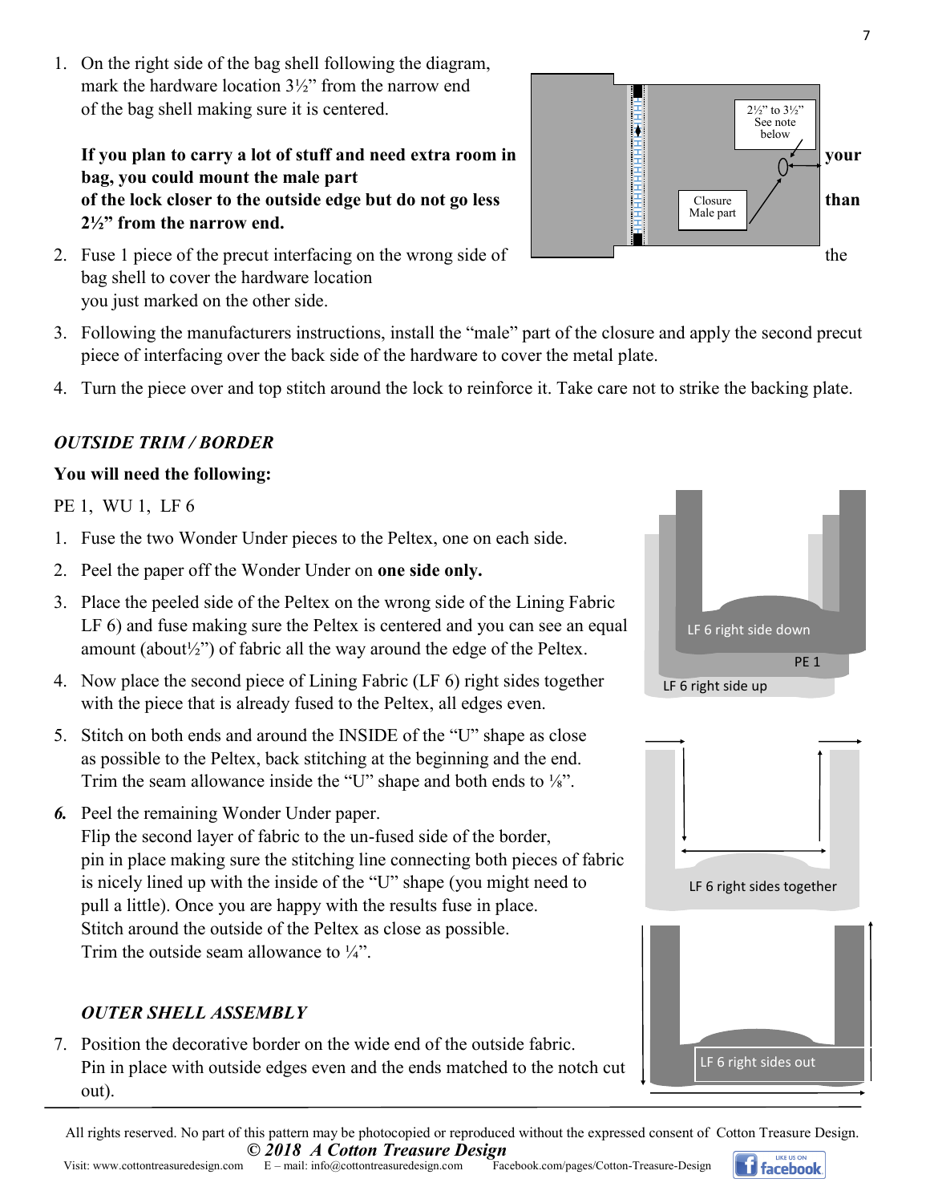1. On the right side of the bag shell following the diagram, mark the hardware location 3½" from the narrow end of the bag shell making sure it is centered.

   **If you plan to carry a lot of stuff and need extra room in your bag, you could mount the male part of the lock closer to the outside edge but do not go less than 2½" from the narrow end.**

2. Fuse 1 piece of the precut interfacing on the wrong side of the bag shell to cover the hardware location you just marked on the other side.
3. Following the manufacturers instructions, install the "male" part of the closure and apply the second precut piece of interfacing over the back side of the hardware to cover the metal plate.
4. Turn the piece over and top stitch around the lock to reinforce it. Take care not to strike the backing plate.

### *OUTSIDE TRIM / BORDER*

**You will need the following:**

PE 1, WU 1, LF 6

1. Fuse the two Wonder Under pieces to the Peltex, one on each side.
2. Peel the paper off the Wonder Under on **one side only.**
3. Place the peeled side of the Peltex on the wrong side of the Lining Fabric LF 6) and fuse making sure the Peltex is centered and you can see an equal amount (about½") of fabric all the way around the edge of the Peltex.
4. Now place the second piece of Lining Fabric (LF 6) right sides together with the piece that is already fused to the Peltex, all edges even.
5. Stitch on both ends and around the INSIDE of the "U" shape as close as possible to the Peltex, back stitching at the beginning and the end. Trim the seam allowance inside the "U" shape and both ends to ⅛".
6. Peel the remaining Wonder Under paper.
   Flip the second layer of fabric to the un-fused side of the border, pin in place making sure the stitching line connecting both pieces of fabric is nicely lined up with the inside of the "U" shape (you might need to pull a little). Once you are happy with the results fuse in place.
   Stitch around the outside of the Peltex as close as possible.
   Trim the outside seam allowance to ¼".

### *OUTER SHELL ASSEMBLY*

7. Position the decorative border on the wide end of the outside fabric. Pin in place with outside edges even and the ends matched to the notch cut out).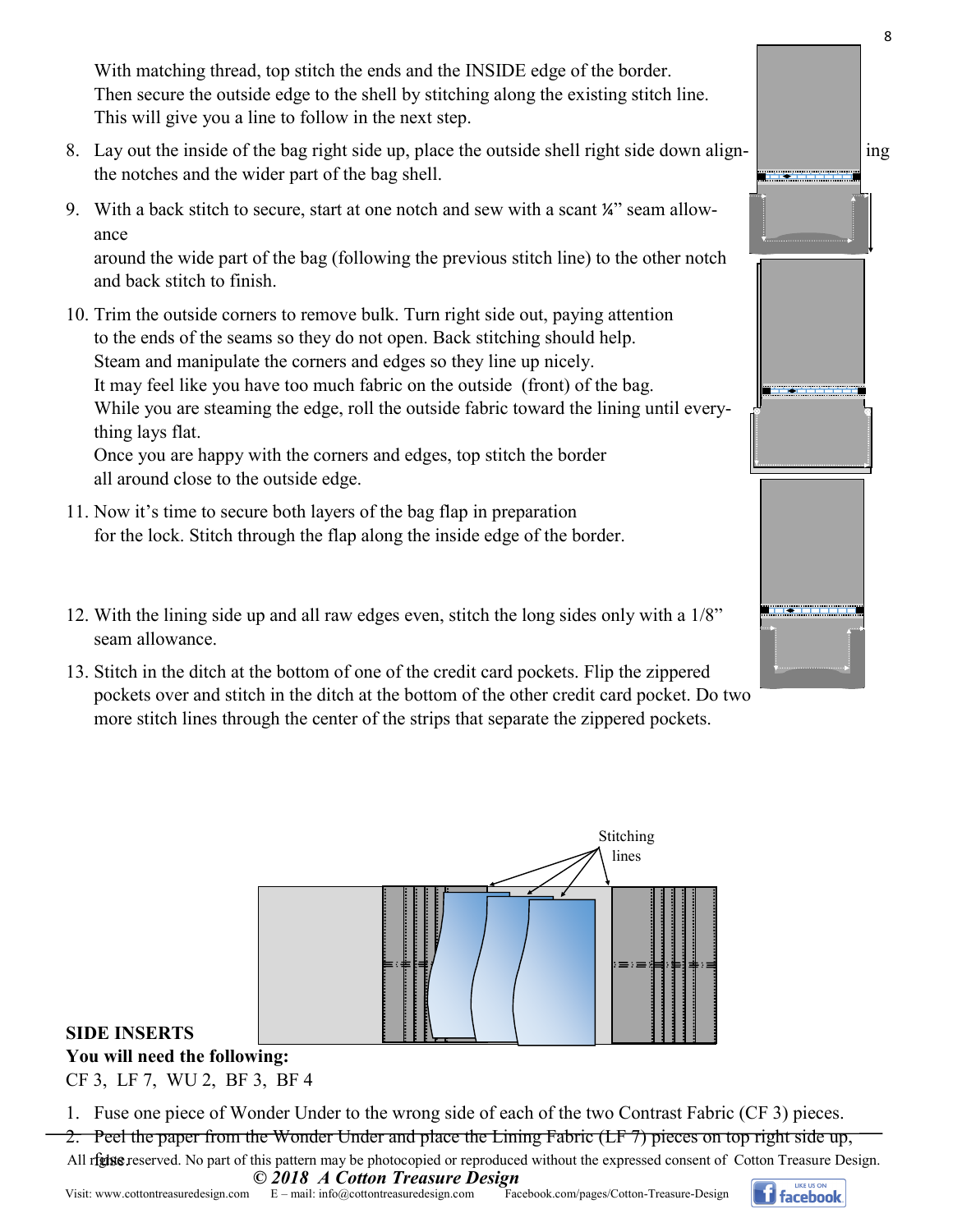With matching thread, top stitch the ends and the INSIDE edge of the border. Then secure the outside edge to the shell by stitching along the existing stitch line. This will give you a line to follow in the next step.

8. Lay out the inside of the bag right side up, place the outside shell right side down aligning the notches and the wider part of the bag shell.
9. With a back stitch to secure, start at one notch and sew with a scant ¼" seam allowance around the wide part of the bag (following the previous stitch line) to the other notch and back stitch to finish.
10. Trim the outside corners to remove bulk. Turn right side out, paying attention to the ends of the seams so they do not open. Back stitching should help. Steam and manipulate the corners and edges so they line up nicely. It may feel like you have too much fabric on the outside (front) of the bag. While you are steaming the edge, roll the outside fabric toward the lining until everything lays flat. Once you are happy with the corners and edges, top stitch the border all around close to the outside edge.
11. Now it's time to secure both layers of the bag flap in preparation for the lock. Stitch through the flap along the inside edge of the border.
12. With the lining side up and all raw edges even, stitch the long sides only with a 1/8" seam allowance.
13. Stitch in the ditch at the bottom of one of the credit card pockets. Flip the zippered pockets over and stitch in the ditch at the bottom of the other credit card pocket. Do two more stitch lines through the center of the strips that separate the zippered pockets.

Stitching lines

**SIDE INSERTS**

**You will need the following:**

CF 3, LF 7, WU 2, BF 3, BF 4

1. Fuse one piece of Wonder Under to the wrong side of each of the two Contrast Fabric (CF 3) pieces.
2. Peel the paper from the Wonder Under and place the Lining Fabric (LF 7) pieces on top right side up, fuse.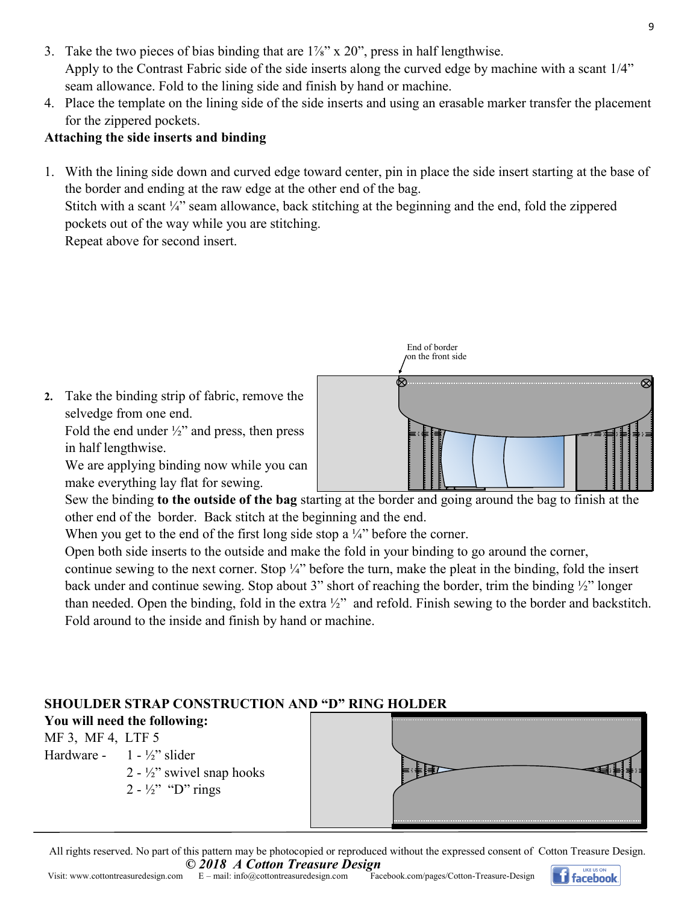3. Take the two pieces of bias binding that are 1⅞" x 20", press in half lengthwise.
   Apply to the Contrast Fabric side of the side inserts along the curved edge by machine with a scant 1/4" seam allowance. Fold to the lining side and finish by hand or machine.
4. Place the template on the lining side of the side inserts and using an erasable marker transfer the placement for the zippered pockets.

**Attaching the side inserts and binding**

1. With the lining side down and curved edge toward center, pin in place the side insert starting at the base of the border and ending at the raw edge at the other end of the bag.
   Stitch with a scant ¼" seam allowance, back stitching at the beginning and the end, fold the zippered pockets out of the way while you are stitching.
   Repeat above for second insert.

End of border on the front side

2. Take the binding strip of fabric, remove the selvedge from one end.
   Fold the end under ½" and press, then press in half lengthwise.
   We are applying binding now while you can make everything lay flat for sewing.
   Sew the binding **to the outside of the bag** starting at the border and going around the bag to finish at the other end of the border. Back stitch at the beginning and the end.
   When you get to the end of the first long side stop a ¼" before the corner.
   Open both side inserts to the outside and make the fold in your binding to go around the corner, continue sewing to the next corner. Stop ¼" before the turn, make the pleat in the binding, fold the insert back under and continue sewing. Stop about 3" short of reaching the border, trim the binding ½" longer than needed. Open the binding, fold in the extra ½" and refold. Finish sewing to the border and backstitch. Fold around to the inside and finish by hand or machine.

**SHOULDER STRAP CONSTRUCTION AND "D" RING HOLDER**

**You will need the following:**

MF 3, MF 4, LTF 5

Hardware - 1 - ½" slider
2 - ½" swivel snap hooks
2 - ½" "D" rings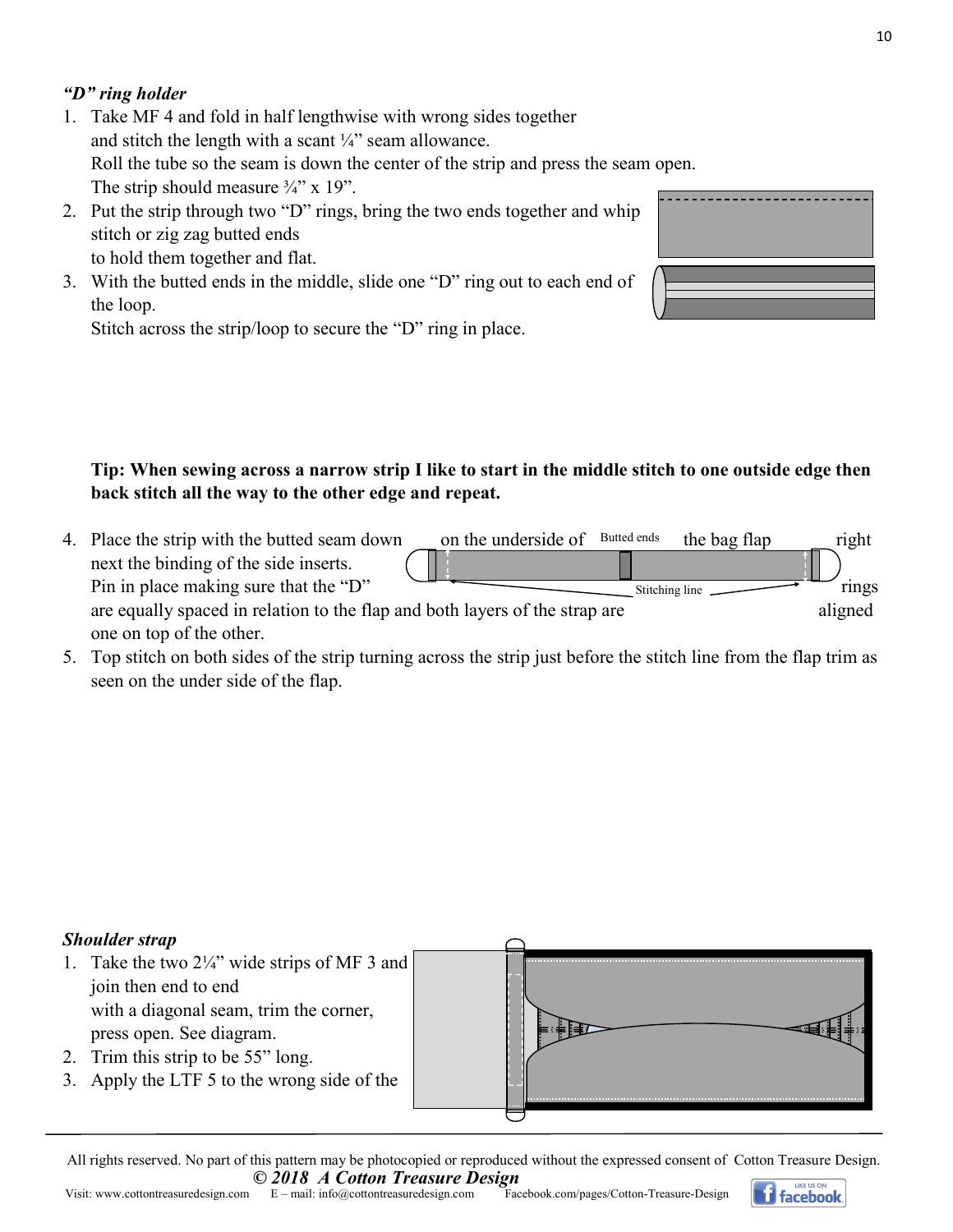*"D" ring holder*

1. Take MF 4 and fold in half lengthwise with wrong sides together and stitch the length with a scant ¼" seam allowance. Roll the tube so the seam is down the center of the strip and press the seam open. The strip should measure ¾" x 19".
2. Put the strip through two "D" rings, bring the two ends together and whip stitch or zig zag butted ends to hold them together and flat.
3. With the butted ends in the middle, slide one "D" ring out to each end of the loop. Stitch across the strip/loop to secure the "D" ring in place.

**Tip: When sewing across a narrow strip I like to start in the middle stitch to one outside edge then back stitch all the way to the other edge and repeat.**

4. Place the strip with the butted seam down on the underside of the bag flap right next the binding of the side inserts. Pin in place making sure that the "D" rings are equally spaced in relation to the flap and both layers of the strap are aligned one on top of the other.
5. Top stitch on both sides of the strip turning across the strip just before the stitch line from the flap trim as seen on the under side of the flap.

Butted ends

Stitching line

***Shoulder strap***

1. Take the two 2¼" wide strips of MF 3 and join then end to end with a diagonal seam, trim the corner, press open. See diagram.
2. Trim this strip to be 55" long.
3. Apply the LTF 5 to the wrong side of the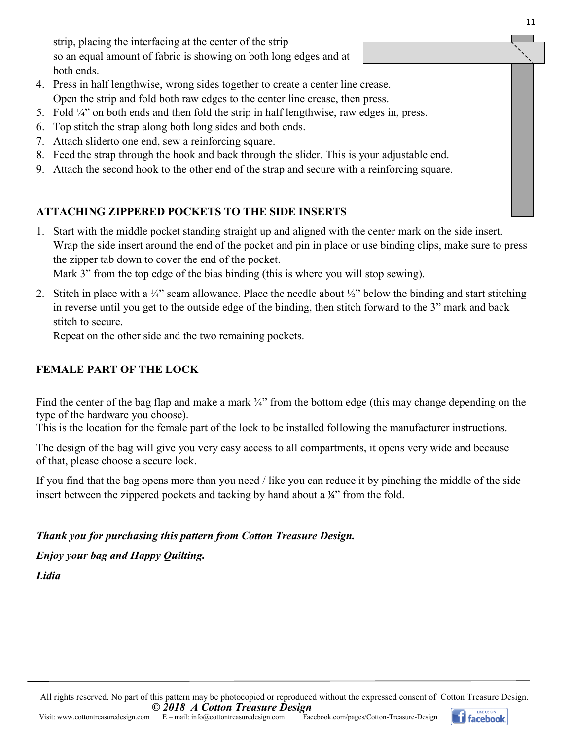strip, placing the interfacing at the center of the strip so an equal amount of fabric is showing on both long edges and at both ends.

4. Press in half lengthwise, wrong sides together to create a center line crease. Open the strip and fold both raw edges to the center line crease, then press.
5. Fold ¼" on both ends and then fold the strip in half lengthwise, raw edges in, press.
6. Top stitch the strap along both long sides and both ends.
7. Attach sliderto one end, sew a reinforcing square.
8. Feed the strap through the hook and back through the slider. This is your adjustable end.
9. Attach the second hook to the other end of the strap and secure with a reinforcing square.

**ATTACHING ZIPPERED POCKETS TO THE SIDE INSERTS**

1. Start with the middle pocket standing straight up and aligned with the center mark on the side insert. Wrap the side insert around the end of the pocket and pin in place or use binding clips, make sure to press the zipper tab down to cover the end of the pocket.
   Mark 3" from the top edge of the bias binding (this is where you will stop sewing).
2. Stitch in place with a ¼" seam allowance. Place the needle about ½" below the binding and start stitching in reverse until you get to the outside edge of the binding, then stitch forward to the 3" mark and back stitch to secure.
   Repeat on the other side and the two remaining pockets.

**FEMALE PART OF THE LOCK**

Find the center of the bag flap and make a mark ¾" from the bottom edge (this may change depending on the type of the hardware you choose).
This is the location for the female part of the lock to be installed following the manufacturer instructions.

The design of the bag will give you very easy access to all compartments, it opens very wide and because of that, please choose a secure lock.

If you find that the bag opens more than you need / like you can reduce it by pinching the middle of the side insert between the zippered pockets and tacking by hand about a ¼" from the fold.

***Thank you for purchasing this pattern from Cotton Treasure Design.***

***Enjoy your bag and Happy Quilting.***

***Lidia***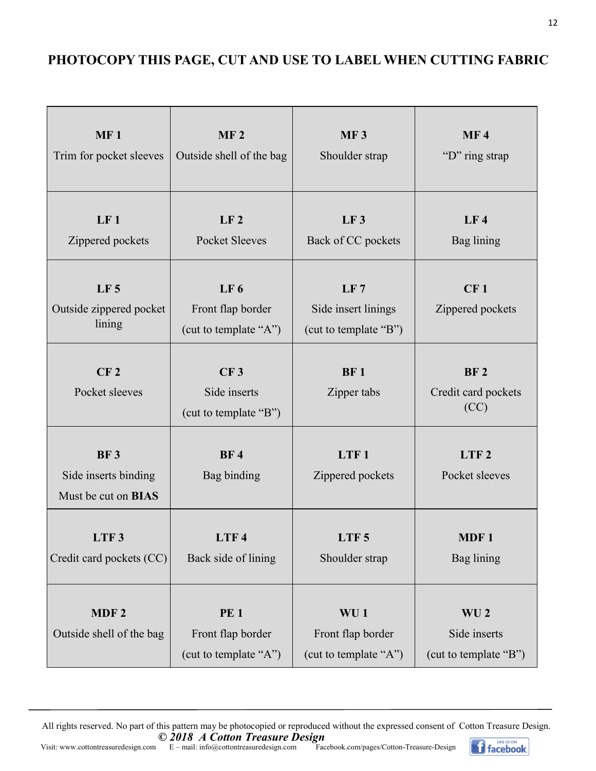**PHOTOCOPY THIS PAGE, CUT AND USE TO LABEL WHEN CUTTING FABRIC**

| | | | |
|---|---|---|---|
| **MF 1**<br>Trim for pocket sleeves | **MF 2**<br>Outside shell of the bag | **MF 3**<br>Shoulder strap | **MF 4**<br>"D" ring strap |
| **LF 1**<br>Zippered pockets | **LF 2**<br>Pocket Sleeves | **LF 3**<br>Back of CC pockets | **LF 4**<br>Bag lining |
| **LF 5**<br>Outside zippered pocket lining | **LF 6**<br>Front flap border<br>(cut to template "A") | **LF 7**<br>Side insert linings<br>(cut to template "B") | **CF 1**<br>Zippered pockets |
| **CF 2**<br>Pocket sleeves | **CF 3**<br>Side inserts<br>(cut to template "B") | **BF 1**<br>Zipper tabs | **BF 2**<br>Credit card pockets (CC) |
| **BF 3**<br>Side inserts binding<br>Must be cut on **BIAS** | **BF 4**<br>Bag binding | **LTF 1**<br>Zippered pockets | **LTF 2**<br>Pocket sleeves |
| **LTF 3**<br>Credit card pockets (CC) | **LTF 4**<br>Back side of lining | **LTF 5**<br>Shoulder strap | **MDF 1**<br>Bag lining |
| **MDF 2**<br>Outside shell of the bag | **PE 1**<br>Front flap border<br>(cut to template "A") | **WU 1**<br>Front flap border<br>(cut to template "A") | **WU 2**<br>Side inserts<br>(cut to template "B") |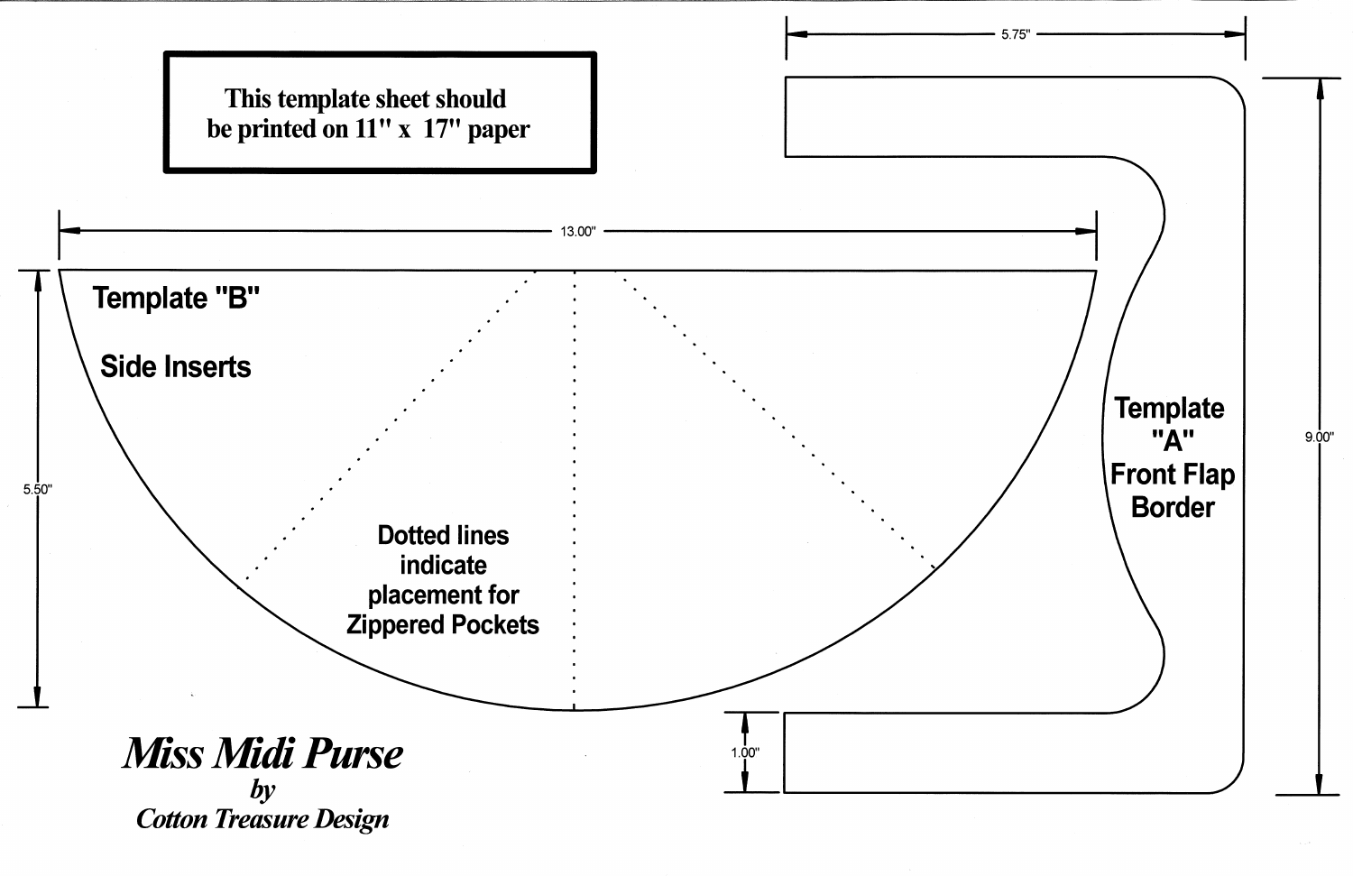**This template sheet should be printed on 11" x 17" paper**

13.00"

5.50"

**Template "B"**

**Side Inserts**

**Dotted lines indicate placement for Zippered Pockets**

5.75"

9.00"

**Template "A" Front Flap Border**

1.00"

***Miss Midi Purse***

***by***

***Cotton Treasure Design***